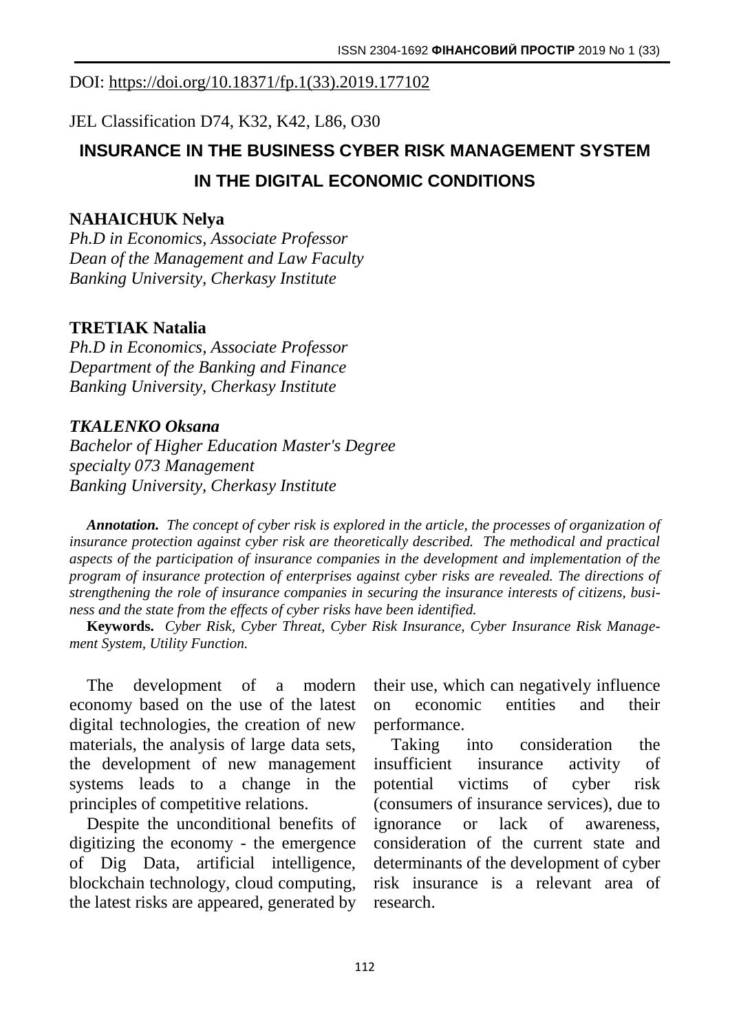DOI: https://doi.org/10.18371/fp.1(33).2019.177102

JEL Classification D74, K32, K42, L86, O30

# INSURANCE IN THE BUSINESS CYBER RISK MANAGEMENT SYSTEM IN THE DIGITAL ECONOMIC CONDITIONS

**NAHAICHUK Nelya**
*Ph.D in Economics, Associate Professor*
*Dean of the Management and Law Faculty*
*Banking University, Cherkasy Institute*

**TRETIAK Natalia**
*Ph.D in Economics, Associate Professor*
*Department of the Banking and Finance*
*Banking University, Cherkasy Institute*

***TKALENKO Oksana***
*Bachelor of Higher Education Master's Degree*
*specialty 073 Management*
*Banking University, Cherkasy Institute*

***Annotation.*** *The concept of cyber risk is explored in the article, the processes of organization of insurance protection against cyber risk are theoretically described. The methodical and practical aspects of the participation of insurance companies in the development and implementation of the program of insurance protection of enterprises against cyber risks are revealed. The directions of strengthening the role of insurance companies in securing the insurance interests of citizens, business and the state from the effects of cyber risks have been identified.*

**Keywords.** *Cyber Risk, Cyber Threat, Cyber Risk Insurance, Cyber Insurance Risk Management System, Utility Function.*

The development of a modern economy based on the use of the latest digital technologies, the creation of new materials, the analysis of large data sets, the development of new management systems leads to a change in the principles of competitive relations.

Despite the unconditional benefits of digitizing the economy - the emergence of Dig Data, artificial intelligence, blockchain technology, cloud computing, the latest risks are appeared, generated by their use, which can negatively influence on economic entities and their performance.

Taking into consideration the insufficient insurance activity of potential victims of cyber risk (consumers of insurance services), due to ignorance or lack of awareness, consideration of the current state and determinants of the development of cyber risk insurance is a relevant area of research.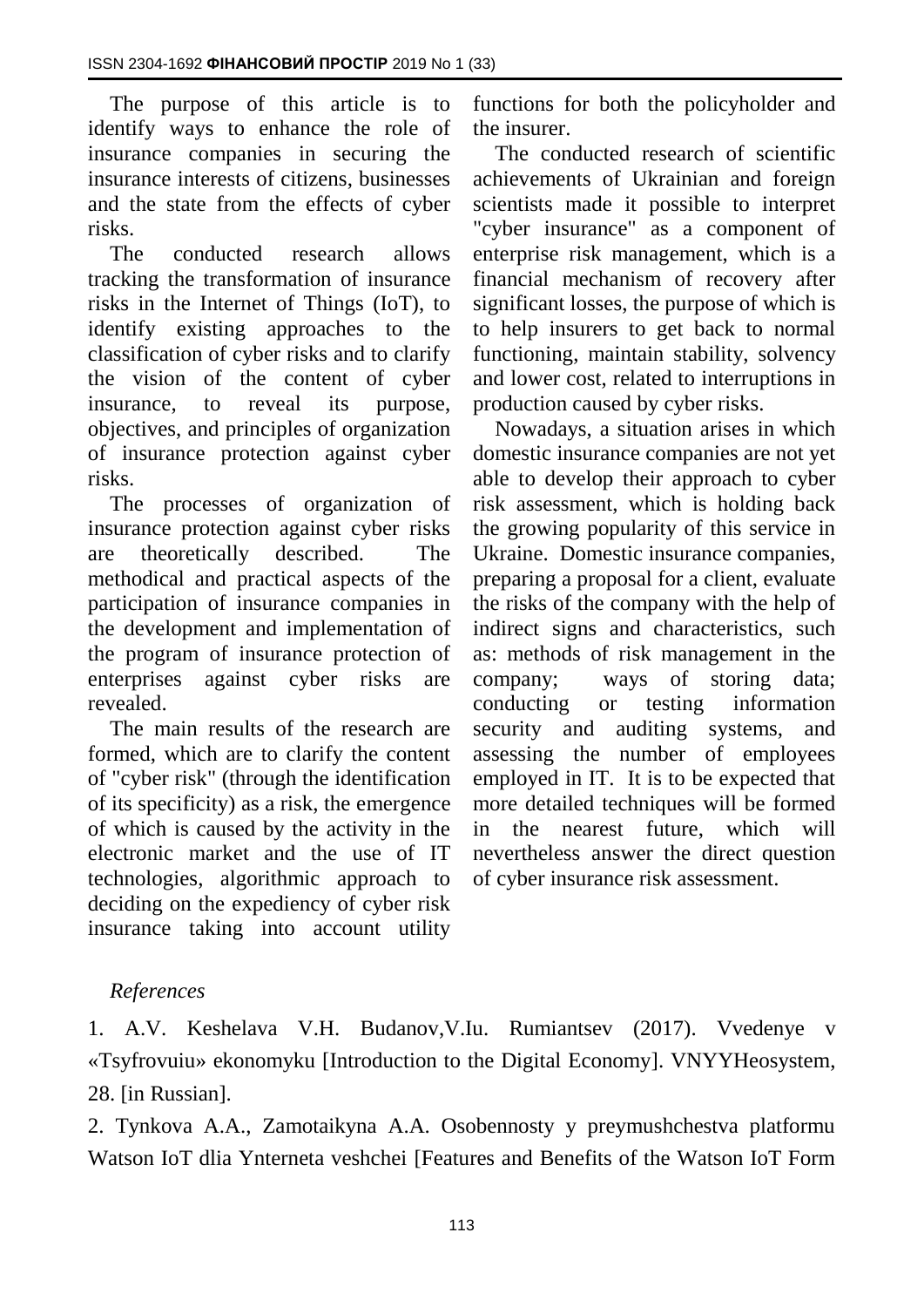The purpose of this article is to identify ways to enhance the role of insurance companies in securing the insurance interests of citizens, businesses and the state from the effects of cyber risks.

The conducted research allows tracking the transformation of insurance risks in the Internet of Things (IoT), to identify existing approaches to the classification of cyber risks and to clarify the vision of the content of cyber insurance, to reveal its purpose, objectives, and principles of organization of insurance protection against cyber risks.

The processes of organization of insurance protection against cyber risks are theoretically described. The methodical and practical aspects of the participation of insurance companies in the development and implementation of the program of insurance protection of enterprises against cyber risks are revealed.

The main results of the research are formed, which are to clarify the content of "cyber risk" (through the identification of its specificity) as a risk, the emergence of which is caused by the activity in the electronic market and the use of IT technologies, algorithmic approach to deciding on the expediency of cyber risk insurance taking into account utility functions for both the policyholder and the insurer.

The conducted research of scientific achievements of Ukrainian and foreign scientists made it possible to interpret "cyber insurance" as a component of enterprise risk management, which is a financial mechanism of recovery after significant losses, the purpose of which is to help insurers to get back to normal functioning, maintain stability, solvency and lower cost, related to interruptions in production caused by cyber risks.

Nowadays, a situation arises in which domestic insurance companies are not yet able to develop their approach to cyber risk assessment, which is holding back the growing popularity of this service in Ukraine. Domestic insurance companies, preparing a proposal for a client, evaluate the risks of the company with the help of indirect signs and characteristics, such as: methods of risk management in the company; ways of storing data; conducting or testing information security and auditing systems, and assessing the number of employees employed in IT. It is to be expected that more detailed techniques will be formed in the nearest future, which will nevertheless answer the direct question of cyber insurance risk assessment.

*References*

1. A.V. Keshelava V.H. Budanov,V.Iu. Rumiantsev (2017). Vvedenye v «Tsyfrovuiu» ekonomyku [Introduction to the Digital Economy]. VNYYHeosystem, 28. [in Russian].

2. Tynkova A.A., Zamotaikyna A.A. Osobennosty y preymushchestva platformu Watson IoT dlia Ynterneta veshchei [Features and Benefits of the Watson IoT Form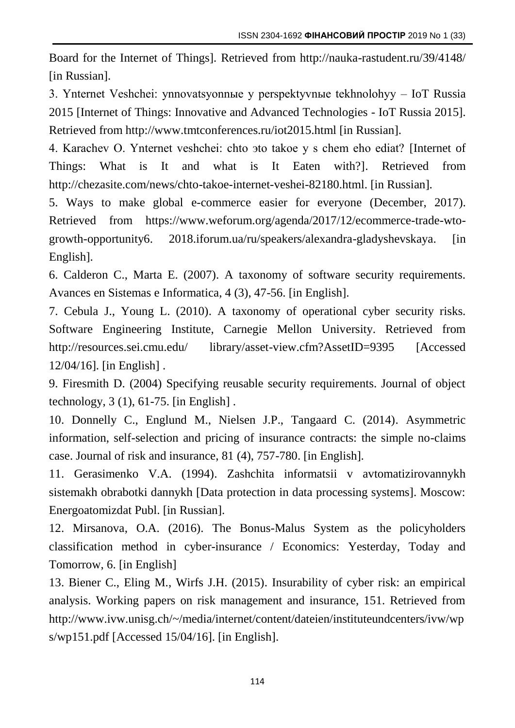Board for the Internet of Things]. Retrieved from http://nauka-rastudent.ru/39/4148/ [in Russian].

3. Ynternet Veshchei: ynnovatsyonnыe y perspektyvnыe tekhnolohyy – IoT Russia 2015 [Internet of Things: Innovative and Advanced Technologies - IoT Russia 2015]. Retrieved from http://www.tmtconferences.ru/iot2015.html [in Russian].

4. Karachev O. Ynternet veshchei: chto эto takoe y s chem eho ediat? [Internet of Things: What is It and what is It Eaten with?]. Retrieved from http://chezasite.com/news/chto-takoe-internet-veshei-82180.html. [in Russian].

5. Ways to make global e-commerce easier for everyone (December, 2017). Retrieved from https://www.weforum.org/agenda/2017/12/ecommerce-trade-wto-growth-opportunity6. 2018.iforum.ua/ru/speakers/alexandra-gladyshevskaya. [in English].

6. Calderon C., Marta E. (2007). A taxonomy of software security requirements. Avances en Sistemas e Informatica, 4 (3), 47-56. [in English].

7. Cebula J., Young L. (2010). A taxonomy of operational cyber security risks. Software Engineering Institute, Carnegie Mellon University. Retrieved from http://resources.sei.cmu.edu/ library/asset-view.cfm?AssetID=9395 [Accessed 12/04/16]. [in English] .

9. Firesmith D. (2004) Specifying reusable security requirements. Journal of object technology, 3 (1), 61-75. [in English] .

10. Donnelly C., Englund M., Nielsen J.P., Tangaard C. (2014). Asymmetric information, self-selection and pricing of insurance contracts: the simple no-claims case. Journal of risk and insurance, 81 (4), 757-780. [in English].

11. Gerasimenko V.A. (1994). Zashchita informatsii v avtomatizirovannykh sistemakh obrabotki dannykh [Data protection in data processing systems]. Moscow: Energoatomizdat Publ. [in Russian].

12. Mirsanova, O.A. (2016). The Bonus-Malus System as the policyholders classification method in cyber-insurance / Economics: Yesterday, Today and Tomorrow, 6. [in English]

13. Biener C., Eling M., Wirfs J.H. (2015). Insurability of cyber risk: an empirical analysis. Working papers on risk management and insurance, 151. Retrieved from http://www.ivw.unisg.ch/~/media/internet/content/dateien/instituteundcenters/ivw/wps/wp151.pdf [Accessed 15/04/16]. [in English].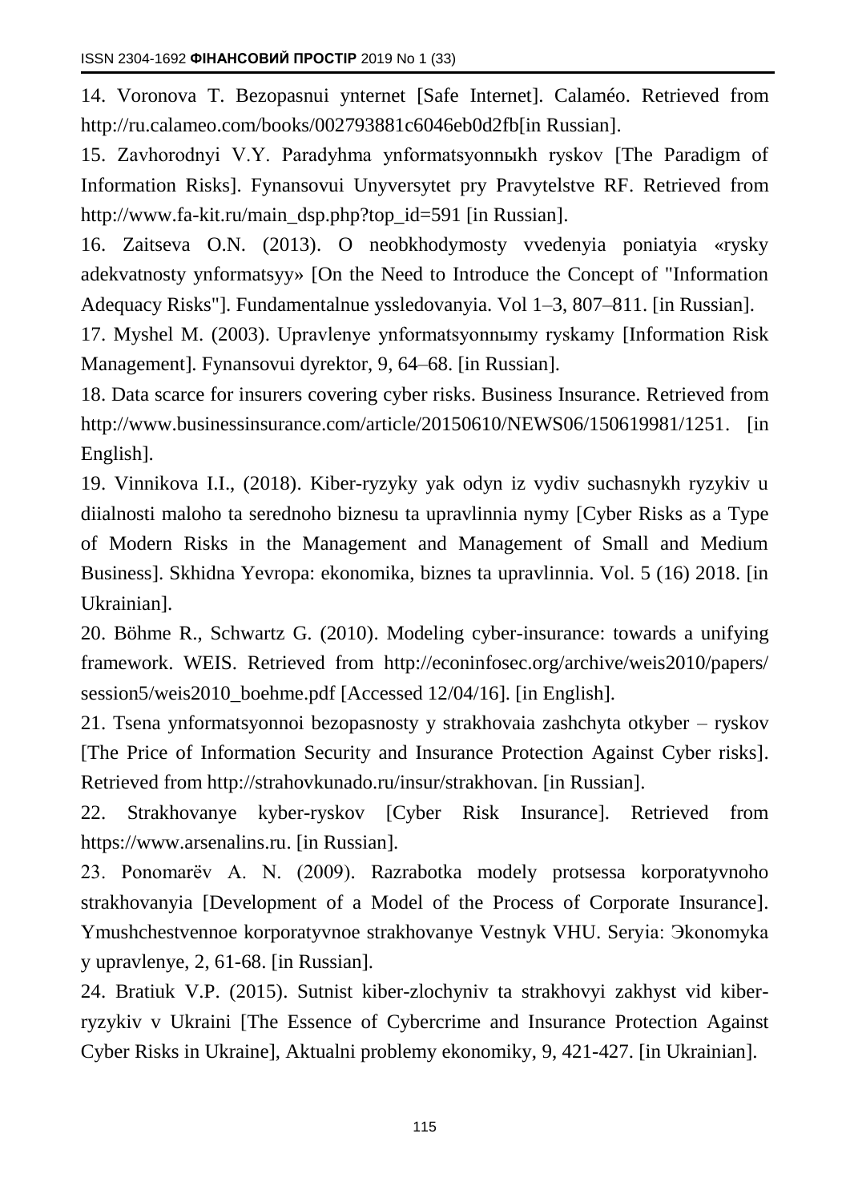14. Voronova T. Bezopasnui ynternet [Safe Internet]. Calaméo. Retrieved from http://ru.calameo.com/books/002793881c6046eb0d2fb[in Russian].

15. Zavhorodnyi V.Y. Paradyhma ynformatsyonnыkh ryskov [The Paradigm of Information Risks]. Fynansovui Unyversytet pry Pravytelstve RF. Retrieved from http://www.fa-kit.ru/main_dsp.php?top_id=591 [in Russian].

16. Zaitseva O.N. (2013). O neobkhodymosty vvedenyia poniatyia «rysky adekvatnosty ynformatsyy» [On the Need to Introduce the Concept of "Information Adequacy Risks"]. Fundamentalnue yssledovanyia. Vol 1–3, 807–811. [in Russian].

17. Myshel M. (2003). Upravlenye ynformatsyonnыmy ryskamy [Information Risk Management]. Fynansovui dyrektor, 9, 64–68. [in Russian].

18. Data scarce for insurers covering cyber risks. Business Insurance. Retrieved from http://www.businessinsurance.com/article/20150610/NEWS06/150619981/1251. [in English].

19. Vinnikova I.I., (2018). Kiber-ryzyky yak odyn iz vydiv suchasnykh ryzykiv u diialnosti maloho ta serednoho biznesu ta upravlinnia nymy [Cyber Risks as a Type of Modern Risks in the Management and Management of Small and Medium Business]. Skhidna Yevropa: ekonomika, biznes ta upravlinnia. Vol. 5 (16) 2018. [in Ukrainian].

20. Böhme R., Schwartz G. (2010). Modeling cyber-insurance: towards a unifying framework. WEIS. Retrieved from http://econinfosec.org/archive/weis2010/papers/session5/weis2010_boehme.pdf [Accessed 12/04/16]. [in English].

21. Tsena ynformatsyonnoi bezopasnosty y strakhovaia zashchyta otkyber – ryskov [The Price of Information Security and Insurance Protection Against Cyber risks]. Retrieved from http://strahovkunado.ru/insur/strakhovan. [in Russian].

22. Strakhovanye kyber-ryskov [Cyber Risk Insurance]. Retrieved from https://www.arsenalins.ru. [in Russian].

23. Ponomarёv A. N. (2009). Razrabotka modely protsessa korporatyvnoho strakhovanyia [Development of a Model of the Process of Corporate Insurance]. Ymushchestvennoe korporatyvnoe strakhovanye Vestnyk VHU. Seryia: Эkonomyka y upravlenye, 2, 61-68. [in Russian].

24. Bratiuk V.P. (2015). Sutnist kiber-zlochyniv ta strakhovyi zakhyst vid kiber-ryzykiv v Ukraini [The Essence of Cybercrime and Insurance Protection Against Cyber Risks in Ukraine], Aktualni problemy ekonomiky, 9, 421-427. [in Ukrainian].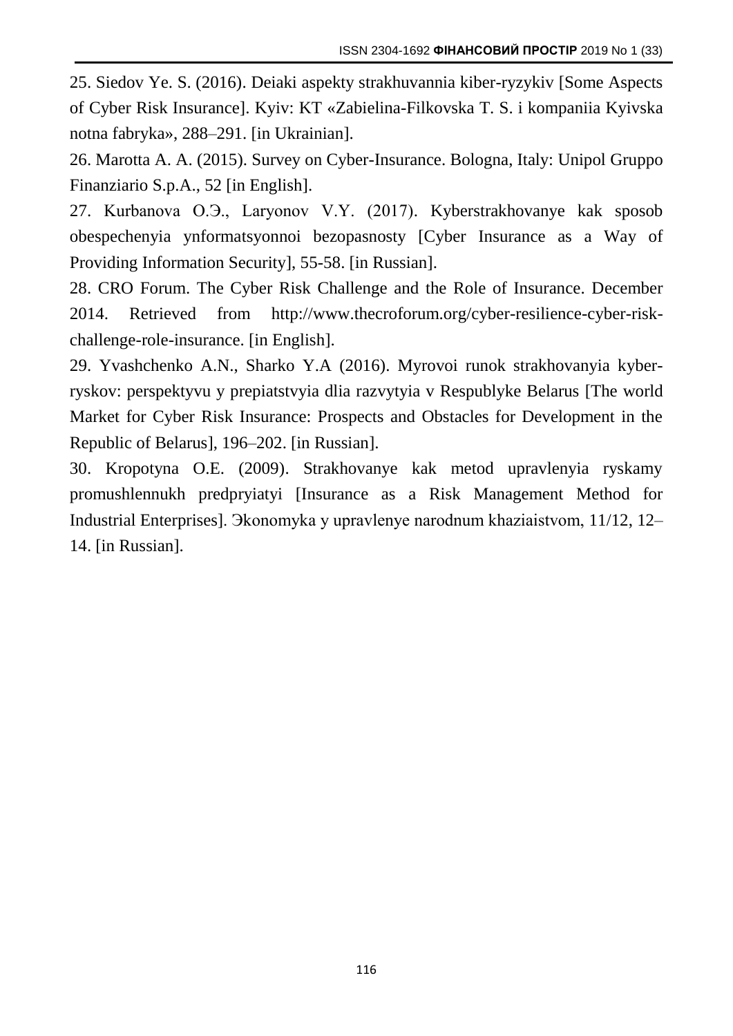25. Siedov Ye. S. (2016). Deiaki aspekty strakhuvannia kiber-ryzykiv [Some Aspects of Cyber Risk Insurance]. Kyiv: KT «Zabielina-Filkovska T. S. i kompaniia Kyivska notna fabryka», 288–291. [in Ukrainian].

26. Marotta A. A. (2015). Survey on Cyber-Insurance. Bologna, Italy: Unipol Gruppo Finanziario S.p.A., 52 [in English].

27. Kurbanova O.Э., Laryonov V.Y. (2017). Kyberstrakhovanye kak sposob obespechenyia ynformatsyonnoi bezopasnosty [Cyber Insurance as a Way of Providing Information Security], 55-58. [in Russian].

28. CRO Forum. The Cyber Risk Challenge and the Role of Insurance. December 2014. Retrieved from http://www.thecroforum.org/cyber-resilience-cyber-risk-challenge-role-insurance. [in English].

29. Yvashchenko A.N., Sharko Y.A (2016). Myrovoi runok strakhovanyia kyber-ryskov: perspektyvu y prepiatstvyia dlia razvytyia v Respublyke Belarus [The world Market for Cyber Risk Insurance: Prospects and Obstacles for Development in the Republic of Belarus], 196–202. [in Russian].

30. Kropotyna O.E. (2009). Strakhovanye kak metod upravlenyia ryskamy promushlennukh predpryiatyi [Insurance as a Risk Management Method for Industrial Enterprises]. Эkonomyka y upravlenye narodnum khaziaistvom, 11/12, 12–14. [in Russian].